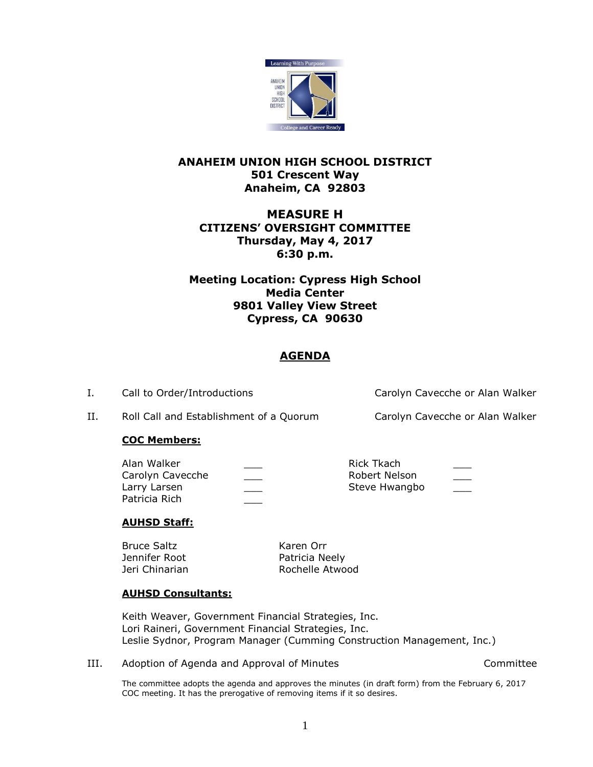**ANAHEIM UNION HIGH SCHOOL DISTRICT**
**501 Crescent Way**
**Anaheim, CA 92803**

# MEASURE H
## CITIZENS' OVERSIGHT COMMITTEE
**Thursday, May 4, 2017**
**6:30 p.m.**

**Meeting Location: Cypress High School**
**Media Center**
**9801 Valley View Street**
**Cypress, CA 90630**

## AGENDA

I. Call to Order/Introductions — Carolyn Cavecche or Alan Walker

II. Roll Call and Establishment of a Quorum — Carolyn Cavecche or Alan Walker

**COC Members:**

| | | | |
|---|---|---|---|
| Alan Walker | ___ | Rick Tkach | ___ |
| Carolyn Cavecche | ___ | Robert Nelson | ___ |
| Larry Larsen | ___ | Steve Hwangbo | ___ |
| Patricia Rich | ___ | | |

**AUHSD Staff:**

| | |
|---|---|
| Bruce Saltz | Karen Orr |
| Jennifer Root | Patricia Neely |
| Jeri Chinarian | Rochelle Atwood |

**AUHSD Consultants:**

Keith Weaver, Government Financial Strategies, Inc.
Lori Raineri, Government Financial Strategies, Inc.
Leslie Sydnor, Program Manager (Cumming Construction Management, Inc.)

III. Adoption of Agenda and Approval of Minutes — Committee

The committee adopts the agenda and approves the minutes (in draft form) from the February 6, 2017 COC meeting. It has the prerogative of removing items if it so desires.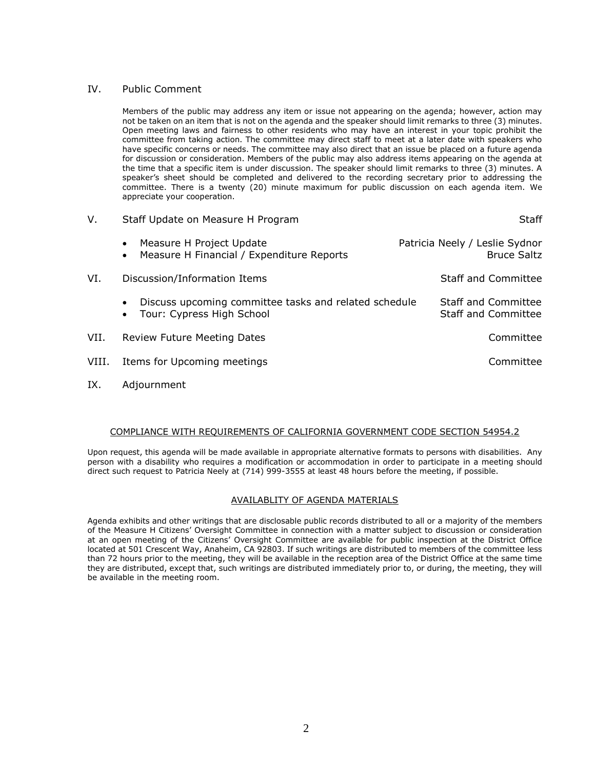IV. Public Comment

Members of the public may address any item or issue not appearing on the agenda; however, action may not be taken on an item that is not on the agenda and the speaker should limit remarks to three (3) minutes. Open meeting laws and fairness to other residents who may have an interest in your topic prohibit the committee from taking action. The committee may direct staff to meet at a later date with speakers who have specific concerns or needs. The committee may also direct that an issue be placed on a future agenda for discussion or consideration. Members of the public may also address items appearing on the agenda at the time that a specific item is under discussion. The speaker should limit remarks to three (3) minutes. A speaker's sheet should be completed and delivered to the recording secretary prior to addressing the committee. There is a twenty (20) minute maximum for public discussion on each agenda item. We appreciate your cooperation.

V. Staff Update on Measure H Program — Staff

- Measure H Project Update — Patricia Neely / Leslie Sydnor
- Measure H Financial / Expenditure Reports — Bruce Saltz

VI. Discussion/Information Items — Staff and Committee

- Discuss upcoming committee tasks and related schedule — Staff and Committee
- Tour: Cypress High School — Staff and Committee

VII. Review Future Meeting Dates — Committee

VIII. Items for Upcoming meetings — Committee

IX. Adjournment

## COMPLIANCE WITH REQUIREMENTS OF CALIFORNIA GOVERNMENT CODE SECTION 54954.2

Upon request, this agenda will be made available in appropriate alternative formats to persons with disabilities. Any person with a disability who requires a modification or accommodation in order to participate in a meeting should direct such request to Patricia Neely at (714) 999-3555 at least 48 hours before the meeting, if possible.

## AVAILABLITY OF AGENDA MATERIALS

Agenda exhibits and other writings that are disclosable public records distributed to all or a majority of the members of the Measure H Citizens' Oversight Committee in connection with a matter subject to discussion or consideration at an open meeting of the Citizens' Oversight Committee are available for public inspection at the District Office located at 501 Crescent Way, Anaheim, CA 92803. If such writings are distributed to members of the committee less than 72 hours prior to the meeting, they will be available in the reception area of the District Office at the same time they are distributed, except that, such writings are distributed immediately prior to, or during, the meeting, they will be available in the meeting room.